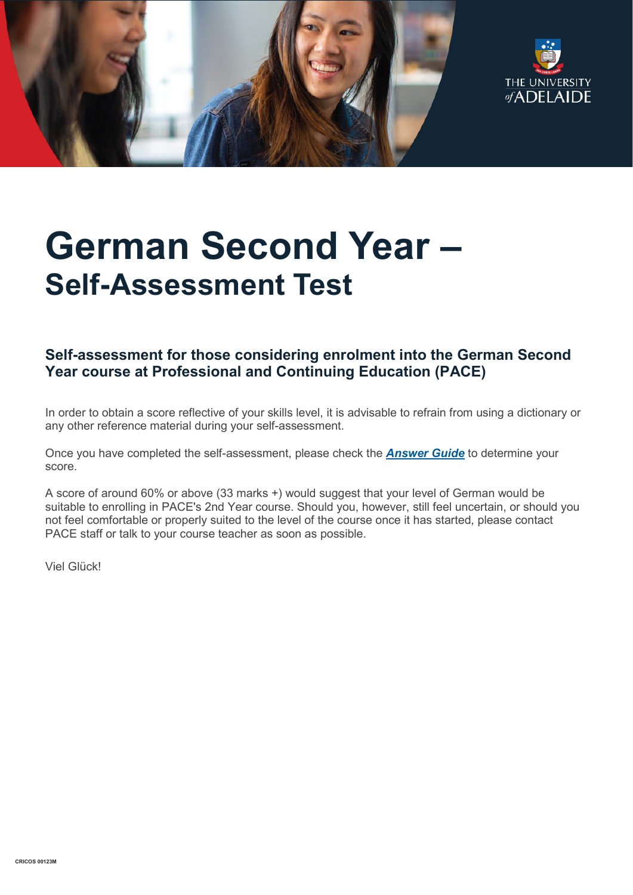# German Second Year –
## Self-Assessment Test

### Self-assessment for those considering enrolment into the German Second Year course at Professional and Continuing Education (PACE)

In order to obtain a score reflective of your skills level, it is advisable to refrain from using a dictionary or any other reference material during your self-assessment.

Once you have completed the self-assessment, please check the ***Answer Guide*** to determine your score.

A score of around 60% or above (33 marks +) would suggest that your level of German would be suitable to enrolling in PACE's 2nd Year course. Should you, however, still feel uncertain, or should you not feel comfortable or properly suited to the level of the course once it has started, please contact PACE staff or talk to your course teacher as soon as possible.

Viel Glück!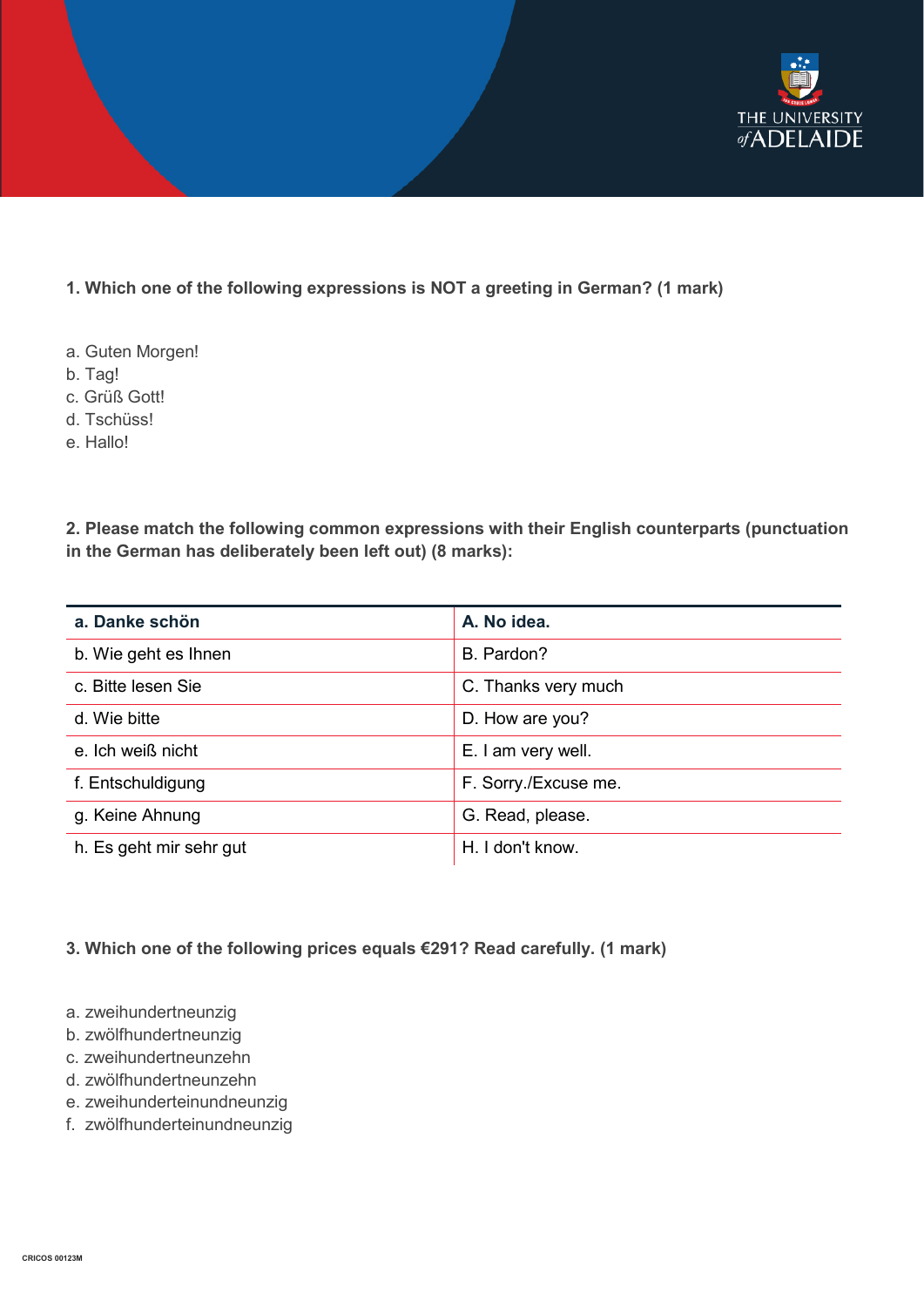**1. Which one of the following expressions is NOT a greeting in German? (1 mark)**

a. Guten Morgen!
b. Tag!
c. Grüß Gott!
d. Tschüss!
e. Hallo!

**2. Please match the following common expressions with their English counterparts (punctuation in the German has deliberately been left out) (8 marks):**

| a. Danke schön | A. No idea. |
|---|---|
| b. Wie geht es Ihnen | B. Pardon? |
| c. Bitte lesen Sie | C. Thanks very much |
| d. Wie bitte | D. How are you? |
| e. Ich weiß nicht | E. I am very well. |
| f. Entschuldigung | F. Sorry./Excuse me. |
| g. Keine Ahnung | G. Read, please. |
| h. Es geht mir sehr gut | H. I don't know. |

**3. Which one of the following prices equals €291? Read carefully. (1 mark)**

a. zweihundertneunzig
b. zwölfhundertneunzig
c. zweihundertneunzehn
d. zwölfhundertneunzehn
e. zweihunderteinundneunzig
f. zwölfhunderteinundneunzig

CRICOS 00123M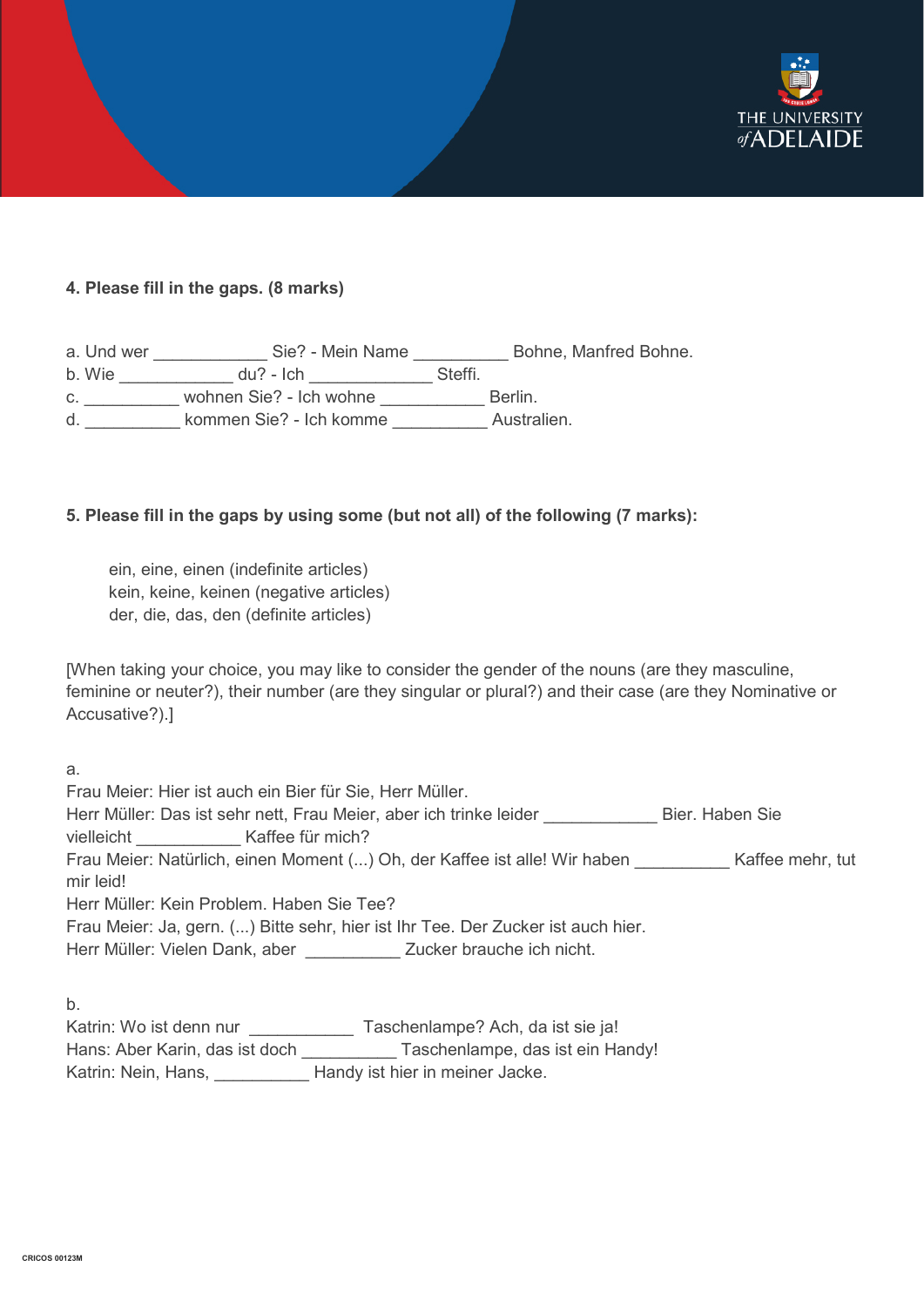**4. Please fill in the gaps. (8 marks)**

a. Und wer ____________ Sie? - Mein Name __________ Bohne, Manfred Bohne.
b. Wie ____________ du? - Ich _____________ Steffi.
c. __________ wohnen Sie? - Ich wohne ___________ Berlin.
d. __________ kommen Sie? - Ich komme __________ Australien.

**5. Please fill in the gaps by using some (but not all) of the following (7 marks):**

ein, eine, einen (indefinite articles)
kein, keine, keinen (negative articles)
der, die, das, den (definite articles)

[When taking your choice, you may like to consider the gender of the nouns (are they masculine, feminine or neuter?), their number (are they singular or plural?) and their case (are they Nominative or Accusative?).]

a.
Frau Meier: Hier ist auch ein Bier für Sie, Herr Müller.
Herr Müller: Das ist sehr nett, Frau Meier, aber ich trinke leider ____________ Bier. Haben Sie vielleicht ___________ Kaffee für mich?
Frau Meier: Natürlich, einen Moment (...) Oh, der Kaffee ist alle! Wir haben __________ Kaffee mehr, tut mir leid!
Herr Müller: Kein Problem. Haben Sie Tee?
Frau Meier: Ja, gern. (...) Bitte sehr, hier ist Ihr Tee. Der Zucker ist auch hier.
Herr Müller: Vielen Dank, aber __________ Zucker brauche ich nicht.

b.
Katrin: Wo ist denn nur ___________ Taschenlampe? Ach, da ist sie ja!
Hans: Aber Karin, das ist doch __________ Taschenlampe, das ist ein Handy!
Katrin: Nein, Hans, __________ Handy ist hier in meiner Jacke.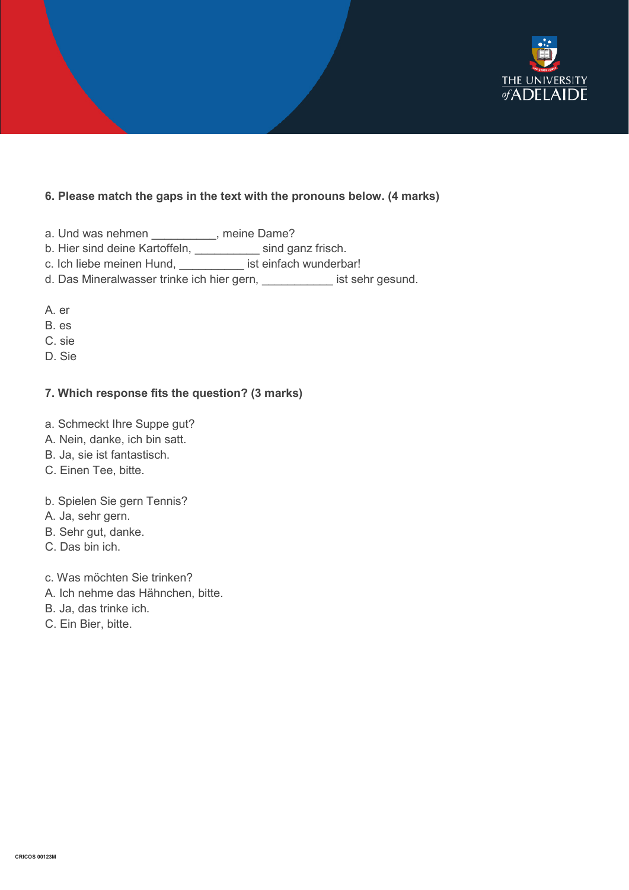**6. Please match the gaps in the text with the pronouns below. (4 marks)**

a. Und was nehmen __________, meine Dame?
b. Hier sind deine Kartoffeln, __________ sind ganz frisch.
c. Ich liebe meinen Hund, __________ ist einfach wunderbar!
d. Das Mineralwasser trinke ich hier gern, ___________ ist sehr gesund.

A. er
B. es
C. sie
D. Sie

**7. Which response fits the question? (3 marks)**

a. Schmeckt Ihre Suppe gut?
A. Nein, danke, ich bin satt.
B. Ja, sie ist fantastisch.
C. Einen Tee, bitte.

b. Spielen Sie gern Tennis?
A. Ja, sehr gern.
B. Sehr gut, danke.
C. Das bin ich.

c. Was möchten Sie trinken?
A. Ich nehme das Hähnchen, bitte.
B. Ja, das trinke ich.
C. Ein Bier, bitte.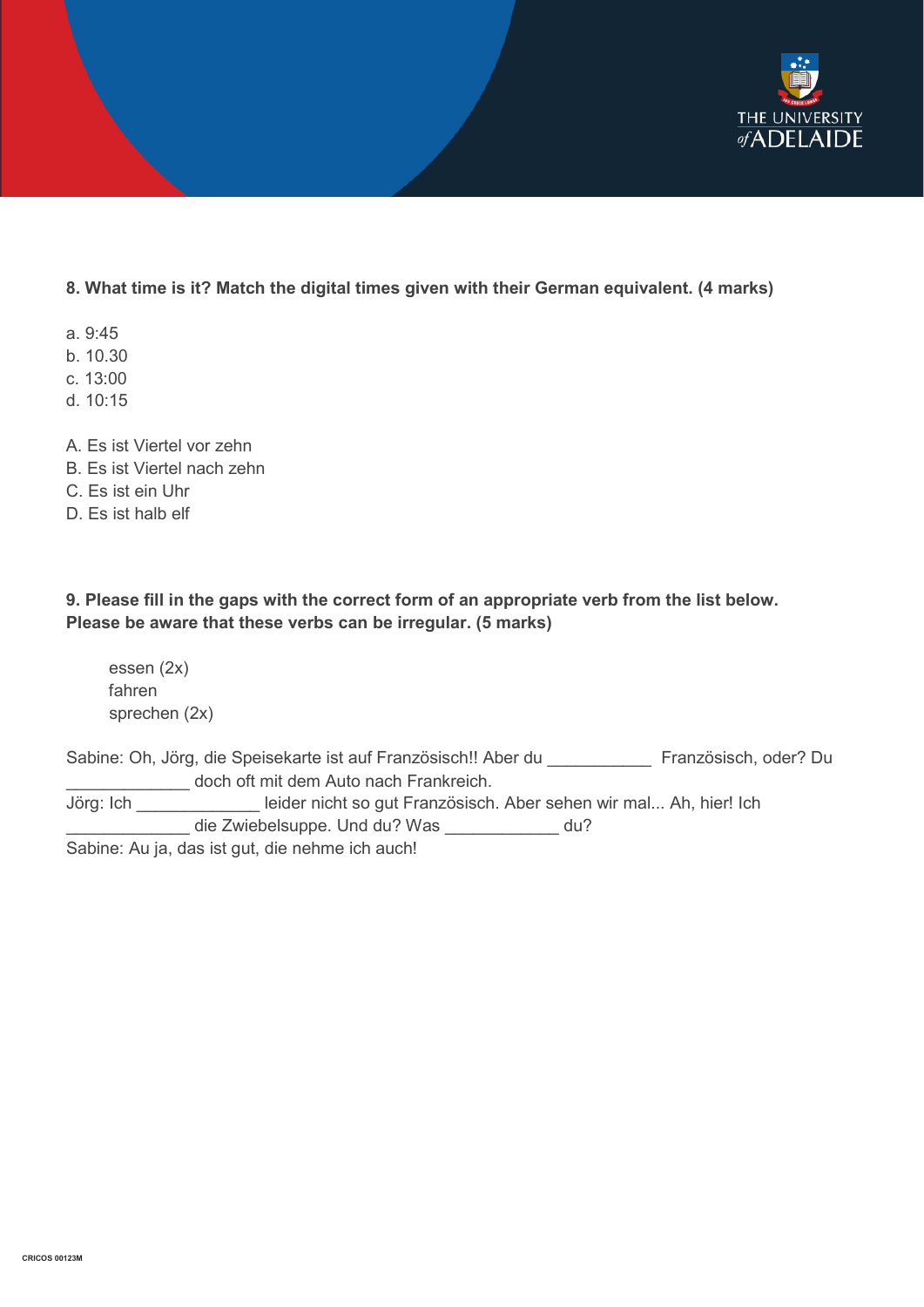**8. What time is it? Match the digital times given with their German equivalent. (4 marks)**

a. 9:45
b. 10.30
c. 13:00
d. 10:15

A. Es ist Viertel vor zehn
B. Es ist Viertel nach zehn
C. Es ist ein Uhr
D. Es ist halb elf

**9. Please fill in the gaps with the correct form of an appropriate verb from the list below. Please be aware that these verbs can be irregular. (5 marks)**

essen (2x)
fahren
sprechen (2x)

Sabine: Oh, Jörg, die Speisekarte ist auf Französisch!! Aber du ___________ Französisch, oder? Du _____________ doch oft mit dem Auto nach Frankreich.
Jörg: Ich _____________ leider nicht so gut Französisch. Aber sehen wir mal... Ah, hier! Ich _____________ die Zwiebelsuppe. Und du? Was ____________ du?
Sabine: Au ja, das ist gut, die nehme ich auch!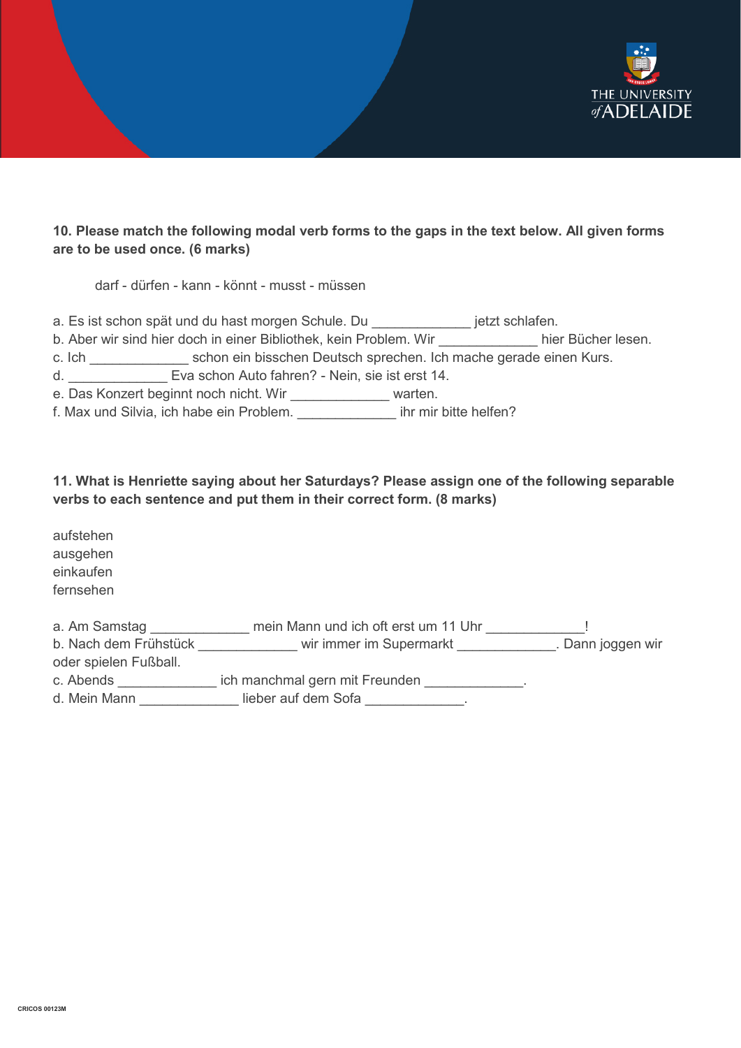**10. Please match the following modal verb forms to the gaps in the text below. All given forms are to be used once. (6 marks)**

darf - dürfen - kann - könnt - musst - müssen

a. Es ist schon spät und du hast morgen Schule. Du _____________ jetzt schlafen.
b. Aber wir sind hier doch in einer Bibliothek, kein Problem. Wir _____________ hier Bücher lesen.
c. Ich _____________ schon ein bisschen Deutsch sprechen. Ich mache gerade einen Kurs.
d. _____________ Eva schon Auto fahren? - Nein, sie ist erst 14.
e. Das Konzert beginnt noch nicht. Wir _____________ warten.
f. Max und Silvia, ich habe ein Problem. _____________ ihr mir bitte helfen?

**11. What is Henriette saying about her Saturdays? Please assign one of the following separable verbs to each sentence and put them in their correct form. (8 marks)**

aufstehen
ausgehen
einkaufen
fernsehen

a. Am Samstag _____________ mein Mann und ich oft erst um 11 Uhr _____________!
b. Nach dem Frühstück _____________ wir immer im Supermarkt _____________. Dann joggen wir oder spielen Fußball.
c. Abends _____________ ich manchmal gern mit Freunden _____________.
d. Mein Mann _____________ lieber auf dem Sofa _____________.